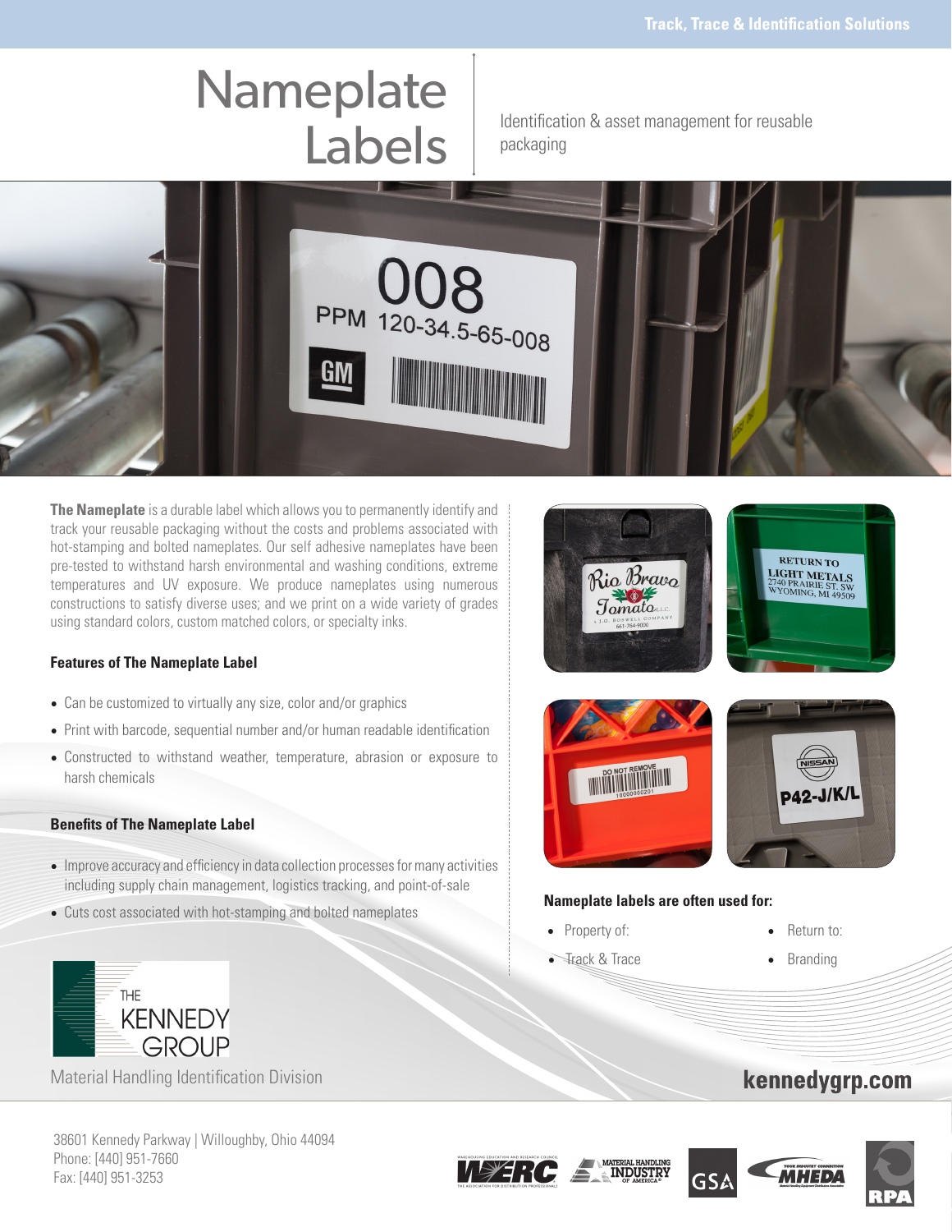# Nameplate Labels

Identification & asset management for reusable packaging

**The Nameplate** is a durable label which allows you to permanently identify and track your reusable packaging without the costs and problems associated with hot-stamping and bolted nameplates. Our self adhesive nameplates have been pre-tested to withstand harsh environmental and washing conditions, extreme temperatures and UV exposure. We produce nameplates using numerous constructions to satisfy diverse uses; and we print on a wide variety of grades using standard colors, custom matched colors, or specialty inks.

### Features of The Nameplate Label

- Can be customized to virtually any size, color and/or graphics
- Print with barcode, sequential number and/or human readable identification
- Constructed to withstand weather, temperature, abrasion or exposure to harsh chemicals

### Benefits of The Nameplate Label

- Improve accuracy and efficiency in data collection processes for many activities including supply chain management, logistics tracking, and point-of-sale
- Cuts cost associated with hot-stamping and bolted nameplates

### Nameplate labels are often used for:

- Property of:
- Track & Trace
- Return to:
- Branding

THE KENNEDY GROUP

Material Handling Identification Division

kennedygrp.com

38601 Kennedy Parkway | Willoughby, Ohio 44094
Phone: [440] 951-7660
Fax: [440] 951-3253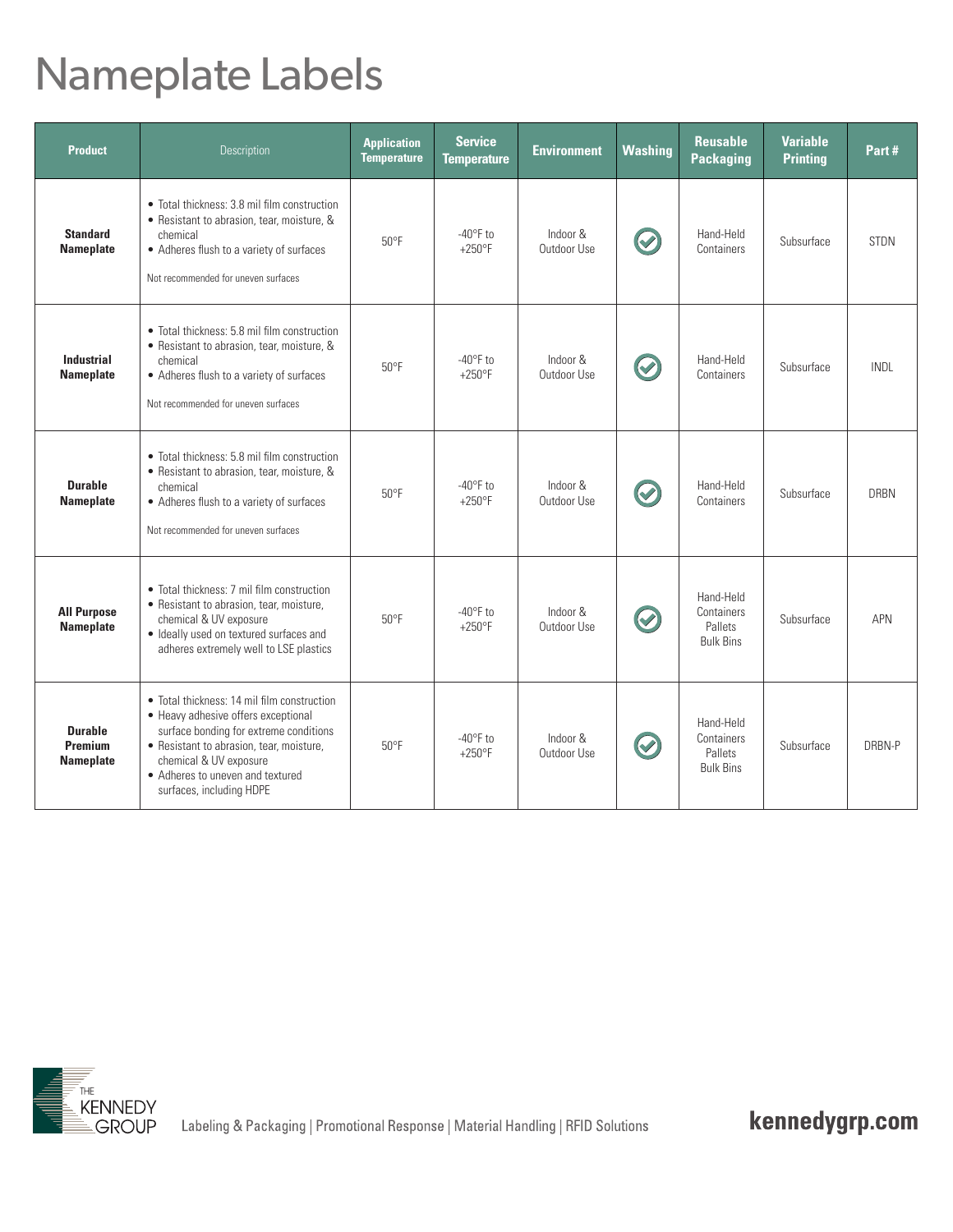# Nameplate Labels

| Product | Description | Application Temperature | Service Temperature | Environment | Washing | Reusable Packaging | Variable Printing | Part # |
|---|---|---|---|---|---|---|---|---|
| **Standard Nameplate** | • Total thickness: 3.8 mil film construction<br>• Resistant to abrasion, tear, moisture, & chemical<br>• Adheres flush to a variety of surfaces<br><br>Not recommended for uneven surfaces | 50°F | -40°F to +250°F | Indoor & Outdoor Use | ✓ | Hand-Held Containers | Subsurface | STDN |
| **Industrial Nameplate** | • Total thickness: 5.8 mil film construction<br>• Resistant to abrasion, tear, moisture, & chemical<br>• Adheres flush to a variety of surfaces<br><br>Not recommended for uneven surfaces | 50°F | -40°F to +250°F | Indoor & Outdoor Use | ✓ | Hand-Held Containers | Subsurface | INDL |
| **Durable Nameplate** | • Total thickness: 5.8 mil film construction<br>• Resistant to abrasion, tear, moisture, & chemical<br>• Adheres flush to a variety of surfaces<br><br>Not recommended for uneven surfaces | 50°F | -40°F to +250°F | Indoor & Outdoor Use | ✓ | Hand-Held Containers | Subsurface | DRBN |
| **All Purpose Nameplate** | • Total thickness: 7 mil film construction<br>• Resistant to abrasion, tear, moisture, chemical & UV exposure<br>• Ideally used on textured surfaces and adheres extremely well to LSE plastics | 50°F | -40°F to +250°F | Indoor & Outdoor Use | ✓ | Hand-Held Containers<br>Pallets<br>Bulk Bins | Subsurface | APN |
| **Durable Premium Nameplate** | • Total thickness: 14 mil film construction<br>• Heavy adhesive offers exceptional surface bonding for extreme conditions<br>• Resistant to abrasion, tear, moisture, chemical & UV exposure<br>• Adheres to uneven and textured surfaces, including HDPE | 50°F | -40°F to +250°F | Indoor & Outdoor Use | ✓ | Hand-Held Containers<br>Pallets<br>Bulk Bins | Subsurface | DRBN-P |

THE KENNEDY GROUP

Labeling & Packaging | Promotional Response | Material Handling | RFID Solutions

**kennedygrp.com**